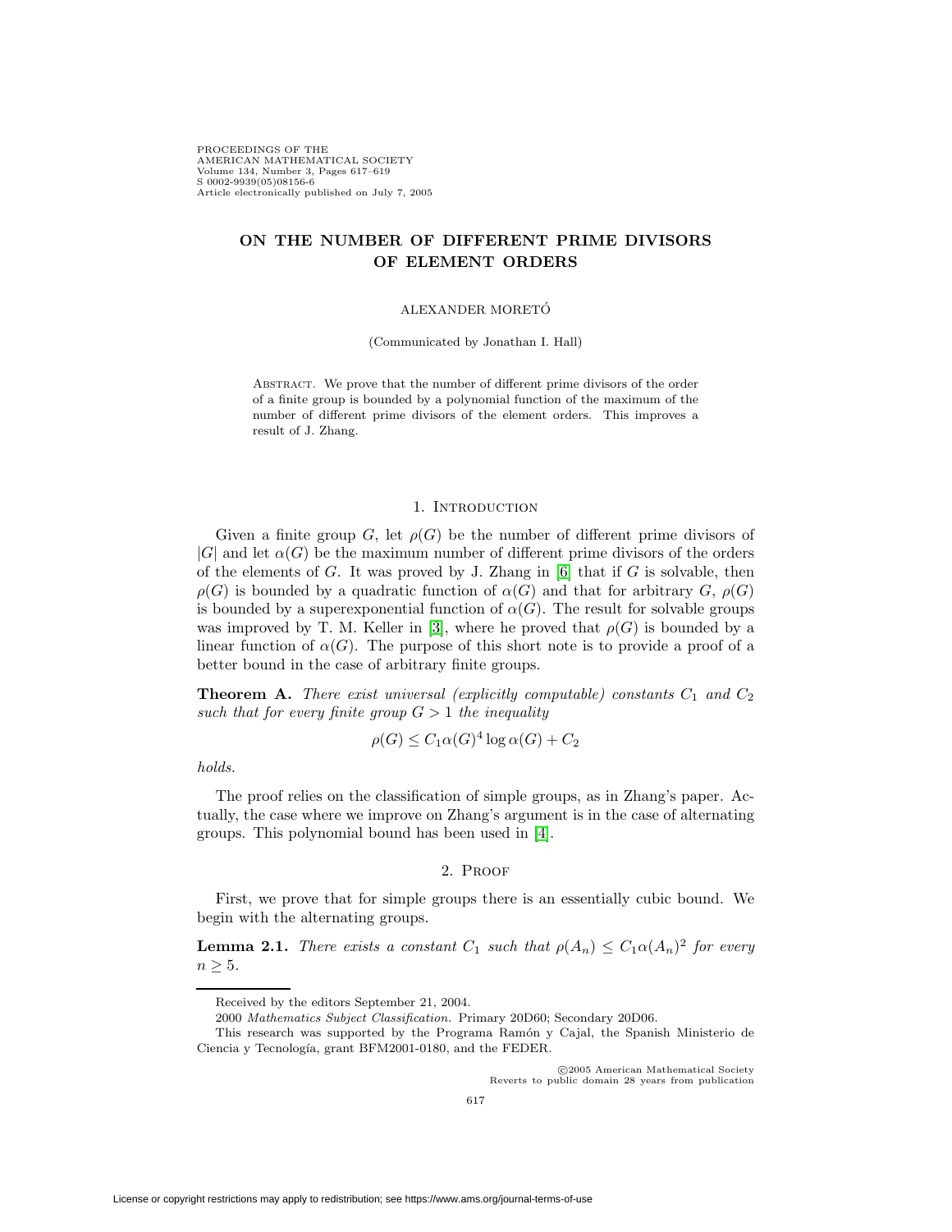# ON THE NUMBER OF DIFFERENT PRIME DIVISORS OF ELEMENT ORDERS

ALEXANDER MORETÓ

(Communicated by Jonathan I. Hall)

ABSTRACT. We prove that the number of different prime divisors of the order of a finite group is bounded by a polynomial function of the maximum of the number of different prime divisors of the element orders. This improves a result of J. Zhang.

## 1. Introduction

Given a finite group $G$, let $\rho(G)$ be the number of different prime divisors of $|G|$ and let $\alpha(G)$ be the maximum number of different prime divisors of the orders of the elements of $G$. It was proved by J. Zhang in [6] that if $G$ is solvable, then $\rho(G)$ is bounded by a quadratic function of $\alpha(G)$ and that for arbitrary $G$, $\rho(G)$ is bounded by a superexponential function of $\alpha(G)$. The result for solvable groups was improved by T. M. Keller in [3], where he proved that $\rho(G)$ is bounded by a linear function of $\alpha(G)$. The purpose of this short note is to provide a proof of a better bound in the case of arbitrary finite groups.

**Theorem A.** *There exist universal (explicitly computable) constants $C_1$ and $C_2$ such that for every finite group $G > 1$ the inequality*

$$\rho(G) \leq C_1 \alpha(G)^4 \log \alpha(G) + C_2$$

*holds.*

The proof relies on the classification of simple groups, as in Zhang's paper. Actually, the case where we improve on Zhang's argument is in the case of alternating groups. This polynomial bound has been used in [4].

## 2. Proof

First, we prove that for simple groups there is an essentially cubic bound. We begin with the alternating groups.

**Lemma 2.1.** *There exists a constant $C_1$ such that $\rho(A_n) \leq C_1 \alpha(A_n)^2$ for every $n \geq 5$.*

Received by the editors September 21, 2004.

2000 *Mathematics Subject Classification.* Primary 20D60; Secondary 20D06.

This research was supported by the Programa Ramón y Cajal, the Spanish Ministerio de Ciencia y Tecnología, grant BFM2001-0180, and the FEDER.

©2005 American Mathematical Society
Reverts to public domain 28 years from publication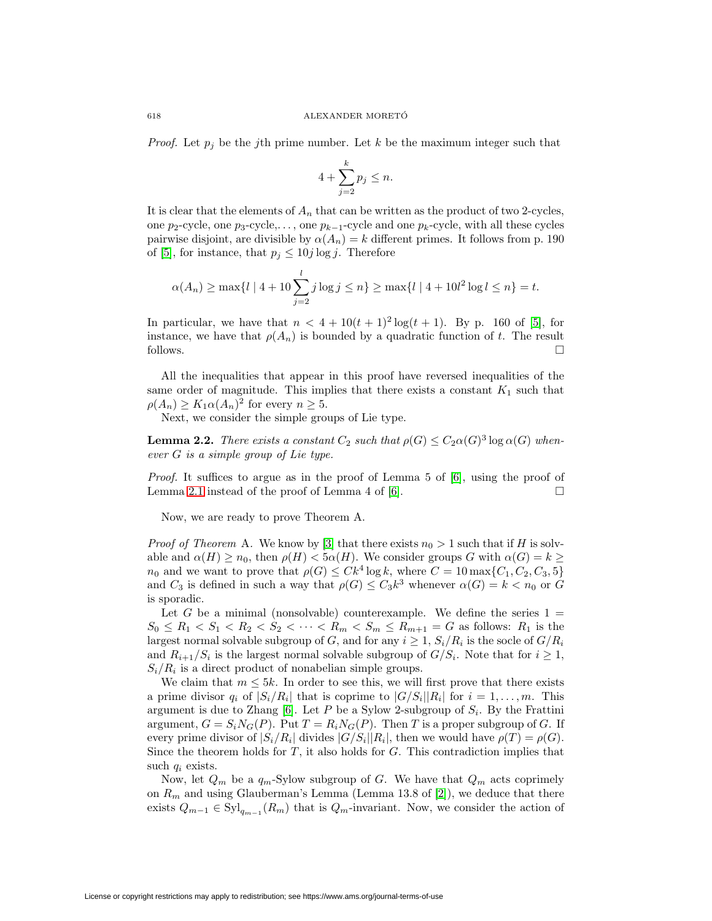*Proof.* Let $p_j$ be the $j$th prime number. Let $k$ be the maximum integer such that

$$4 + \sum_{j=2}^{k} p_j \leq n.$$

It is clear that the elements of $A_n$ that can be written as the product of two 2-cycles, one $p_2$-cycle, one $p_3$-cycle,..., one $p_{k-1}$-cycle and one $p_k$-cycle, with all these cycles pairwise disjoint, are divisible by $\alpha(A_n) = k$ different primes. It follows from p. 190 of [5], for instance, that $p_j \leq 10j \log j$. Therefore

$$\alpha(A_n) \geq \max\{l \mid 4 + 10\sum_{j=2}^{l} j \log j \leq n\} \geq \max\{l \mid 4 + 10l^2 \log l \leq n\} = t.$$

In particular, we have that $n < 4 + 10(t+1)^2 \log(t+1)$. By p. 160 of [5], for instance, we have that $\rho(A_n)$ is bounded by a quadratic function of $t$. The result follows. $\square$

All the inequalities that appear in this proof have reversed inequalities of the same order of magnitude. This implies that there exists a constant $K_1$ such that $\rho(A_n) \geq K_1 \alpha(A_n)^2$ for every $n \geq 5$.

Next, we consider the simple groups of Lie type.

**Lemma 2.2.** *There exists a constant $C_2$ such that $\rho(G) \leq C_2 \alpha(G)^3 \log \alpha(G)$ whenever $G$ is a simple group of Lie type.*

*Proof.* It suffices to argue as in the proof of Lemma 5 of [6], using the proof of Lemma 2.1 instead of the proof of Lemma 4 of [6]. $\square$

Now, we are ready to prove Theorem A.

*Proof of Theorem* A. We know by [3] that there exists $n_0 > 1$ such that if $H$ is solvable and $\alpha(H) \geq n_0$, then $\rho(H) < 5\alpha(H)$. We consider groups $G$ with $\alpha(G) = k \geq n_0$ and we want to prove that $\rho(G) \leq Ck^4 \log k$, where $C = 10 \max\{C_1, C_2, C_3, 5\}$ and $C_3$ is defined in such a way that $\rho(G) \leq C_3 k^3$ whenever $\alpha(G) = k < n_0$ or $G$ is sporadic.

Let $G$ be a minimal (nonsolvable) counterexample. We define the series $1 = S_0 \leq R_1 < S_1 < R_2 < S_2 < \cdots < R_m < S_m \leq R_{m+1} = G$ as follows: $R_1$ is the largest normal solvable subgroup of $G$, and for any $i \geq 1$, $S_i/R_i$ is the socle of $G/R_i$ and $R_{i+1}/S_i$ is the largest normal solvable subgroup of $G/S_i$. Note that for $i \geq 1$, $S_i/R_i$ is a direct product of nonabelian simple groups.

We claim that $m \leq 5k$. In order to see this, we will first prove that there exists a prime divisor $q_i$ of $|S_i/R_i|$ that is coprime to $|G/S_i||R_i|$ for $i = 1, \ldots, m$. This argument is due to Zhang [6]. Let $P$ be a Sylow 2-subgroup of $S_i$. By the Frattini argument, $G = S_i N_G(P)$. Put $T = R_i N_G(P)$. Then $T$ is a proper subgroup of $G$. If every prime divisor of $|S_i/R_i|$ divides $|G/S_i||R_i|$, then we would have $\rho(T) = \rho(G)$. Since the theorem holds for $T$, it also holds for $G$. This contradiction implies that such $q_i$ exists.

Now, let $Q_m$ be a $q_m$-Sylow subgroup of $G$. We have that $Q_m$ acts coprimely on $R_m$ and using Glauberman's Lemma (Lemma 13.8 of [2]), we deduce that there exists $Q_{m-1} \in \mathrm{Syl}_{q_{m-1}}(R_m)$ that is $Q_m$-invariant. Now, we consider the action of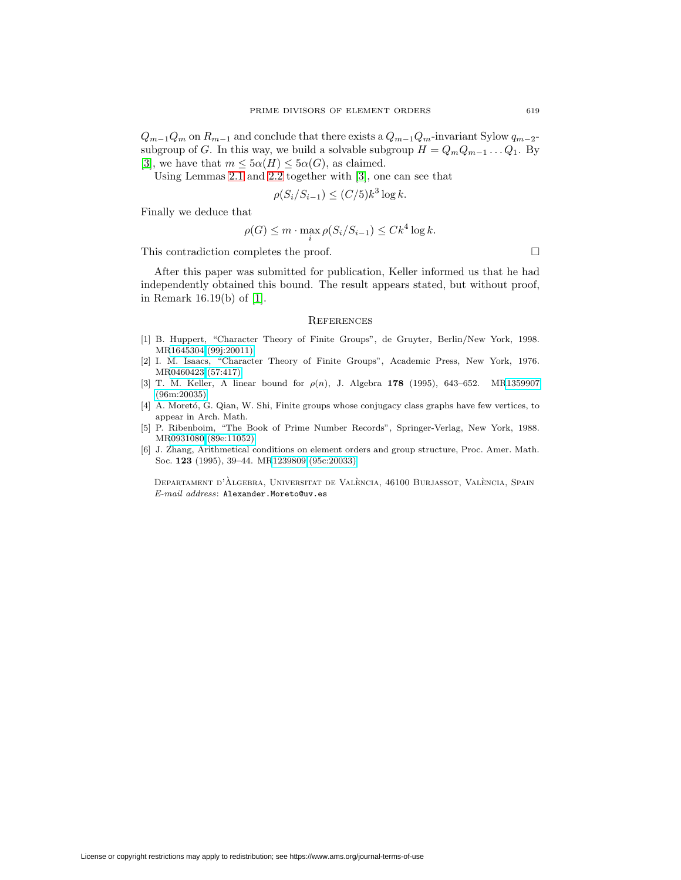$Q_{m-1}Q_m$ on $R_{m-1}$ and conclude that there exists a $Q_{m-1}Q_m$-invariant Sylow $q_{m-2}$-subgroup of $G$. In this way, we build a solvable subgroup $H = Q_m Q_{m-1} \dots Q_1$. By [3], we have that $m \leq 5\alpha(H) \leq 5\alpha(G)$, as claimed.

Using Lemmas 2.1 and 2.2 together with [3], one can see that

$$\rho(S_i/S_{i-1}) \leq (C/5)k^3 \log k.$$

Finally we deduce that

$$\rho(G) \leq m \cdot \max_i \rho(S_i/S_{i-1}) \leq Ck^4 \log k.$$

This contradiction completes the proof. □

After this paper was submitted for publication, Keller informed us that he had independently obtained this bound. The result appears stated, but without proof, in Remark 16.19(b) of [1].

## References

[1] B. Huppert, "Character Theory of Finite Groups", de Gruyter, Berlin/New York, 1998. MR1645304 (99j:20011)

[2] I. M. Isaacs, "Character Theory of Finite Groups", Academic Press, New York, 1976. MR0460423 (57:417)

[3] T. M. Keller, A linear bound for $\rho(n)$, J. Algebra **178** (1995), 643–652. MR1359907 (96m:20035)

[4] A. Moretó, G. Qian, W. Shi, Finite groups whose conjugacy class graphs have few vertices, to appear in Arch. Math.

[5] P. Ribenboim, "The Book of Prime Number Records", Springer-Verlag, New York, 1988. MR0931080 (89e:11052)

[6] J. Zhang, Arithmetical conditions on element orders and group structure, Proc. Amer. Math. Soc. **123** (1995), 39–44. MR1239809 (95c:20033)

Departament d'Àlgebra, Universitat de València, 46100 Burjassot, València, Spain
*E-mail address*: Alexander.Moreto@uv.es